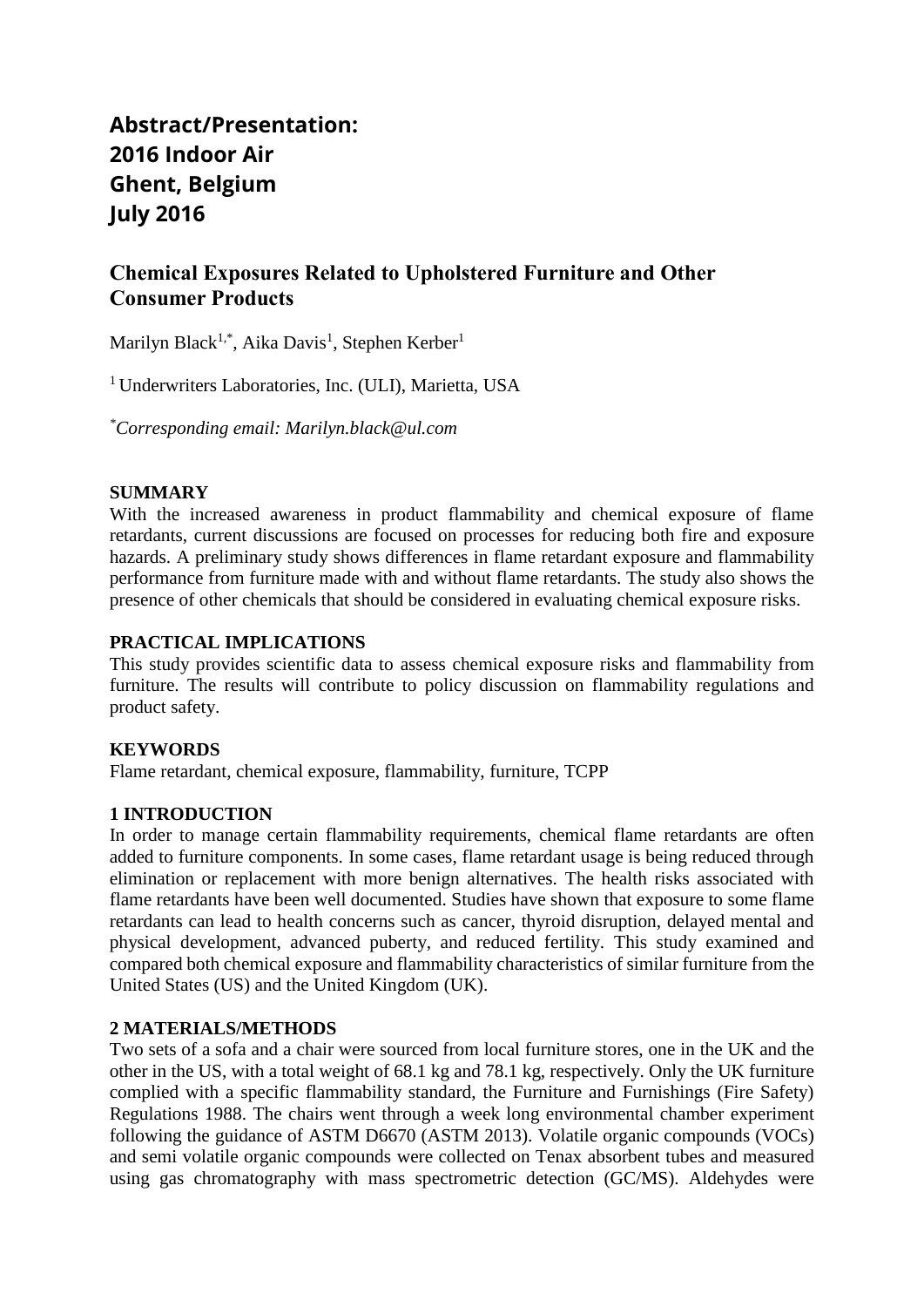**Abstract/Presentation:**
**2016 Indoor Air**
**Ghent, Belgium**
**July 2016**

# Chemical Exposures Related to Upholstered Furniture and Other Consumer Products

Marilyn Black[1,*], Aika Davis[1], Stephen Kerber[1]

[1] Underwriters Laboratories, Inc. (ULI), Marietta, USA

[*] *Corresponding email: Marilyn.black@ul.com*

## SUMMARY

With the increased awareness in product flammability and chemical exposure of flame retardants, current discussions are focused on processes for reducing both fire and exposure hazards. A preliminary study shows differences in flame retardant exposure and flammability performance from furniture made with and without flame retardants. The study also shows the presence of other chemicals that should be considered in evaluating chemical exposure risks.

## PRACTICAL IMPLICATIONS

This study provides scientific data to assess chemical exposure risks and flammability from furniture. The results will contribute to policy discussion on flammability regulations and product safety.

## KEYWORDS

Flame retardant, chemical exposure, flammability, furniture, TCPP

## 1 INTRODUCTION

In order to manage certain flammability requirements, chemical flame retardants are often added to furniture components. In some cases, flame retardant usage is being reduced through elimination or replacement with more benign alternatives. The health risks associated with flame retardants have been well documented. Studies have shown that exposure to some flame retardants can lead to health concerns such as cancer, thyroid disruption, delayed mental and physical development, advanced puberty, and reduced fertility. This study examined and compared both chemical exposure and flammability characteristics of similar furniture from the United States (US) and the United Kingdom (UK).

## 2 MATERIALS/METHODS

Two sets of a sofa and a chair were sourced from local furniture stores, one in the UK and the other in the US, with a total weight of 68.1 kg and 78.1 kg, respectively. Only the UK furniture complied with a specific flammability standard, the Furniture and Furnishings (Fire Safety) Regulations 1988. The chairs went through a week long environmental chamber experiment following the guidance of ASTM D6670 (ASTM 2013). Volatile organic compounds (VOCs) and semi volatile organic compounds were collected on Tenax absorbent tubes and measured using gas chromatography with mass spectrometric detection (GC/MS). Aldehydes were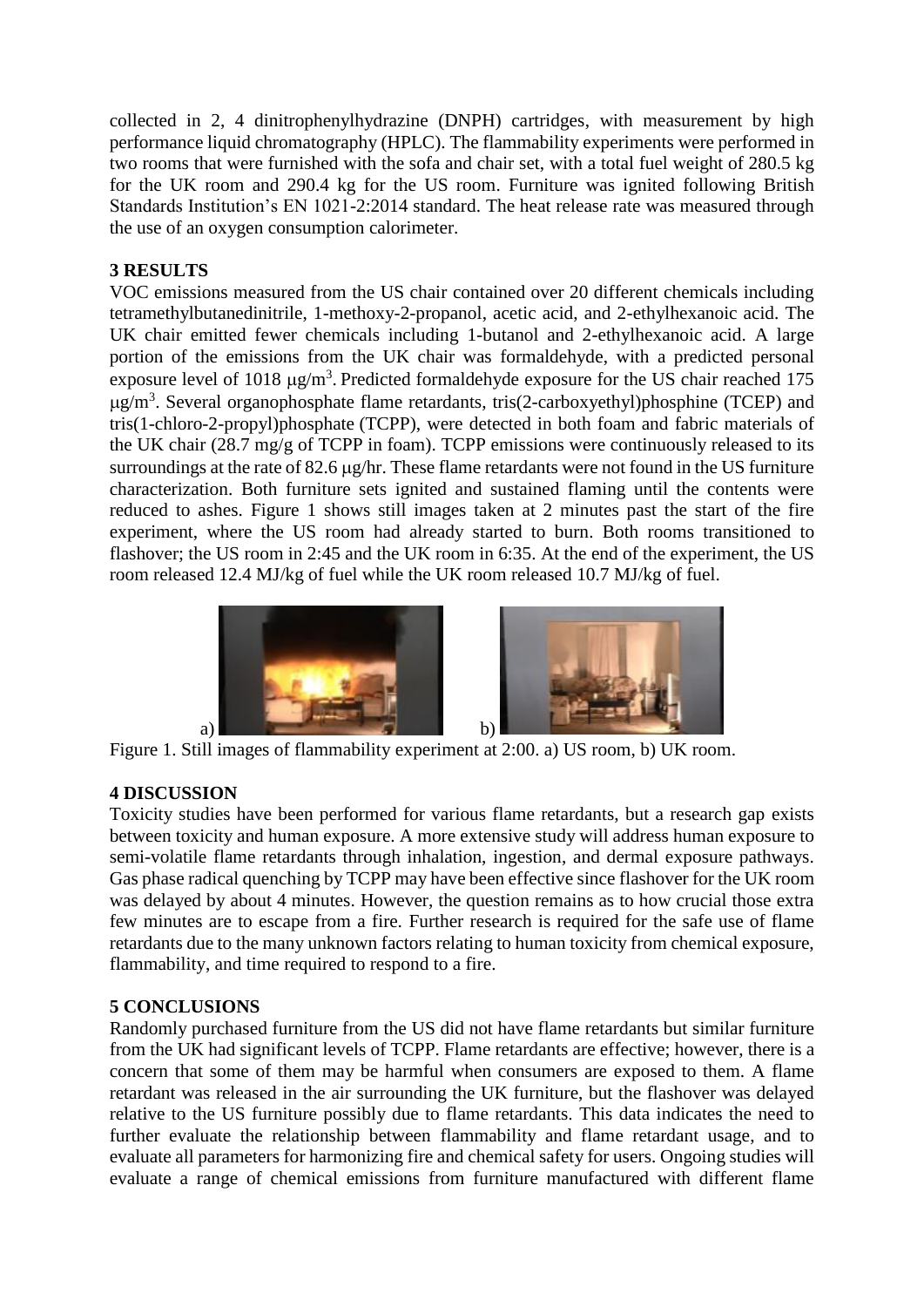collected in 2, 4 dinitrophenylhydrazine (DNPH) cartridges, with measurement by high performance liquid chromatography (HPLC). The flammability experiments were performed in two rooms that were furnished with the sofa and chair set, with a total fuel weight of 280.5 kg for the UK room and 290.4 kg for the US room. Furniture was ignited following British Standards Institution's EN 1021-2:2014 standard. The heat release rate was measured through the use of an oxygen consumption calorimeter.

## 3 RESULTS

VOC emissions measured from the US chair contained over 20 different chemicals including tetramethylbutanedinitrile, 1-methoxy-2-propanol, acetic acid, and 2-ethylhexanoic acid. The UK chair emitted fewer chemicals including 1-butanol and 2-ethylhexanoic acid. A large portion of the emissions from the UK chair was formaldehyde, with a predicted personal exposure level of 1018 $\mu g/m^3$. Predicted formaldehyde exposure for the US chair reached 175 $\mu g/m^3$. Several organophosphate flame retardants, tris(2-carboxyethyl)phosphine (TCEP) and tris(1-chloro-2-propyl)phosphate (TCPP), were detected in both foam and fabric materials of the UK chair (28.7 mg/g of TCPP in foam). TCPP emissions were continuously released to its surroundings at the rate of 82.6 $\mu g/hr$. These flame retardants were not found in the US furniture characterization. Both furniture sets ignited and sustained flaming until the contents were reduced to ashes. Figure 1 shows still images taken at 2 minutes past the start of the fire experiment, where the US room had already started to burn. Both rooms transitioned to flashover; the US room in 2:45 and the UK room in 6:35. At the end of the experiment, the US room released 12.4 MJ/kg of fuel while the UK room released 10.7 MJ/kg of fuel.

a) b)

Figure 1. Still images of flammability experiment at 2:00. a) US room, b) UK room.

## 4 DISCUSSION

Toxicity studies have been performed for various flame retardants, but a research gap exists between toxicity and human exposure. A more extensive study will address human exposure to semi-volatile flame retardants through inhalation, ingestion, and dermal exposure pathways. Gas phase radical quenching by TCPP may have been effective since flashover for the UK room was delayed by about 4 minutes. However, the question remains as to how crucial those extra few minutes are to escape from a fire. Further research is required for the safe use of flame retardants due to the many unknown factors relating to human toxicity from chemical exposure, flammability, and time required to respond to a fire.

## 5 CONCLUSIONS

Randomly purchased furniture from the US did not have flame retardants but similar furniture from the UK had significant levels of TCPP. Flame retardants are effective; however, there is a concern that some of them may be harmful when consumers are exposed to them. A flame retardant was released in the air surrounding the UK furniture, but the flashover was delayed relative to the US furniture possibly due to flame retardants. This data indicates the need to further evaluate the relationship between flammability and flame retardant usage, and to evaluate all parameters for harmonizing fire and chemical safety for users. Ongoing studies will evaluate a range of chemical emissions from furniture manufactured with different flame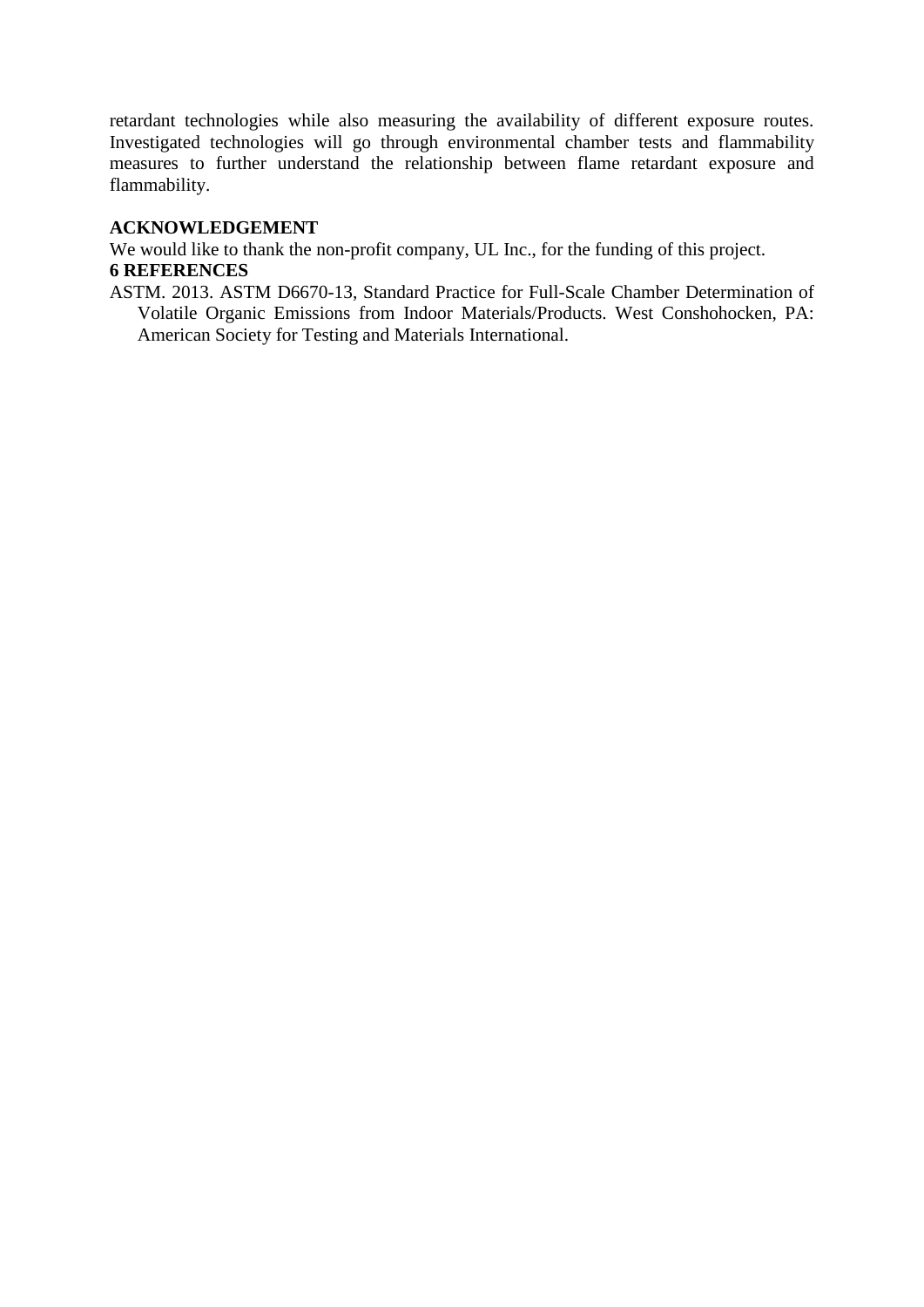retardant technologies while also measuring the availability of different exposure routes. Investigated technologies will go through environmental chamber tests and flammability measures to further understand the relationship between flame retardant exposure and flammability.

## ACKNOWLEDGEMENT

We would like to thank the non-profit company, UL Inc., for the funding of this project.

## 6 REFERENCES

ASTM. 2013. ASTM D6670-13, Standard Practice for Full-Scale Chamber Determination of Volatile Organic Emissions from Indoor Materials/Products. West Conshohocken, PA: American Society for Testing and Materials International.